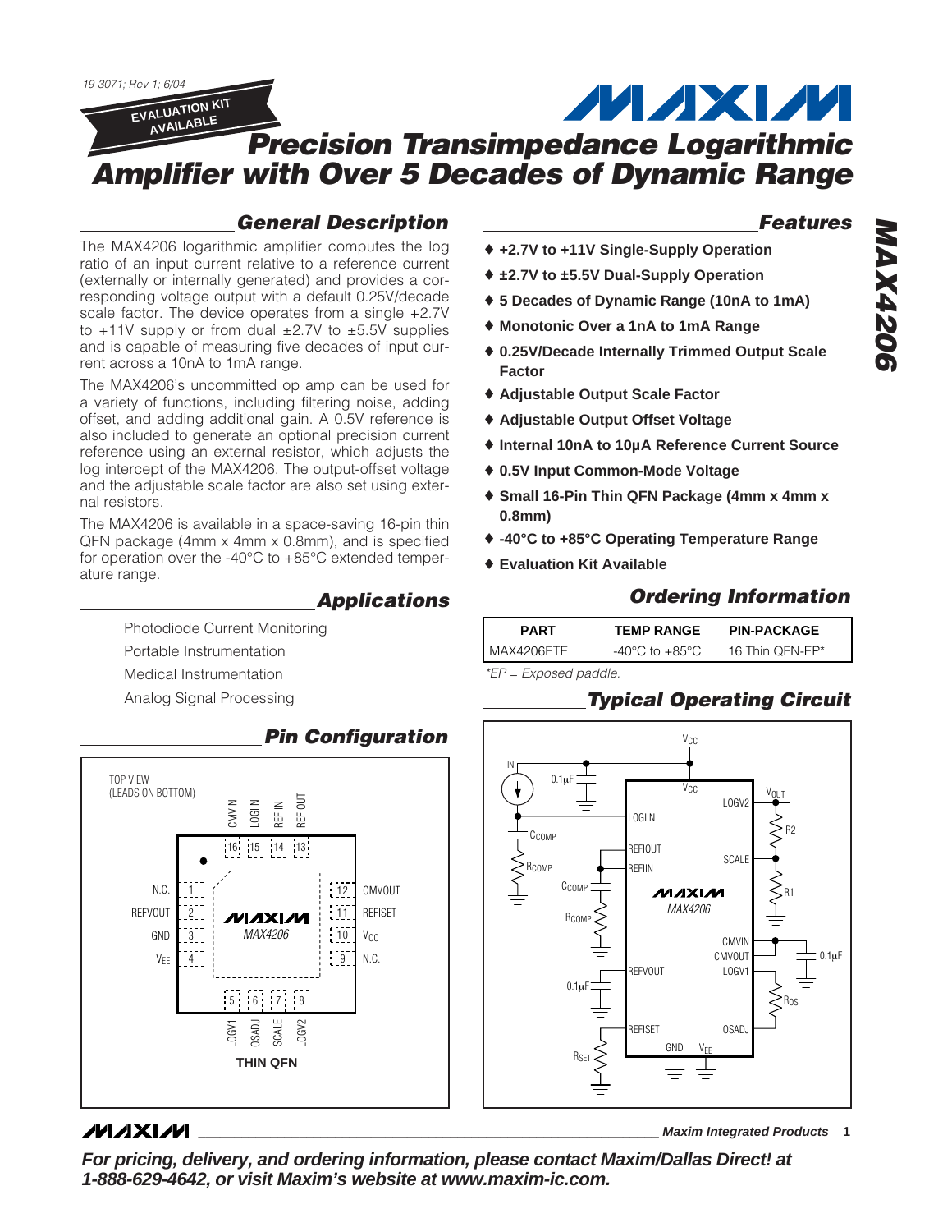19-3071; Rev 1; 6/04

EVALUATION KIT AVAILABLE

# Precision Transimpedance Logarithmic Amplifier with Over 5 Decades of Dynamic Range

## General Description

The MAX4206 logarithmic amplifier computes the log ratio of an input current relative to a reference current (externally or internally generated) and provides a corresponding voltage output with a default 0.25V/decade scale factor. The device operates from a single +2.7V to +11V supply or from dual ±2.7V to ±5.5V supplies and is capable of measuring five decades of input current across a 10nA to 1mA range.

The MAX4206's uncommitted op amp can be used for a variety of functions, including filtering noise, adding offset, and adding additional gain. A 0.5V reference is also included to generate an optional precision current reference using an external resistor, which adjusts the log intercept of the MAX4206. The output-offset voltage and the adjustable scale factor are also set using external resistors.

The MAX4206 is available in a space-saving 16-pin thin QFN package (4mm x 4mm x 0.8mm), and is specified for operation over the -40°C to +85°C extended temperature range.

## Applications

Photodiode Current Monitoring

Portable Instrumentation

Medical Instrumentation

Analog Signal Processing

## Features

- **+2.7V to +11V Single-Supply Operation**
- **±2.7V to ±5.5V Dual-Supply Operation**
- **5 Decades of Dynamic Range (10nA to 1mA)**
- **Monotonic Over a 1nA to 1mA Range**
- **0.25V/Decade Internally Trimmed Output Scale Factor**
- **Adjustable Output Scale Factor**
- **Adjustable Output Offset Voltage**
- **Internal 10nA to 10µA Reference Current Source**
- **0.5V Input Common-Mode Voltage**
- **Small 16-Pin Thin QFN Package (4mm x 4mm x 0.8mm)**
- **-40°C to +85°C Operating Temperature Range**
- **Evaluation Kit Available**

## Ordering Information

| PART | TEMP RANGE | PIN-PACKAGE |
|---|---|---|
| MAX4206ETE | -40°C to +85°C | 16 Thin QFN-EP* |

*EP = Exposed paddle.

## Pin Configuration

TOP VIEW (LEADS ON BOTTOM)

| Pin | Name |
|---|---|
| 1 | N.C. |
| 2 | REFVOUT |
| 3 | GND |
| 4 | $V_{EE}$ |
| 5 | LOGV1 |
| 6 | OSADJ |
| 7 | SCALE |
| 8 | LOGV2 |
| 9 | N.C. |
| 10 | $V_{CC}$ |
| 11 | REFISET |
| 12 | CMVOUT |
| 13 | REFIOUT |
| 14 | REFIIN |
| 15 | LOGIIN |
| 16 | CMVIN |

THIN QFN

## Typical Operating Circuit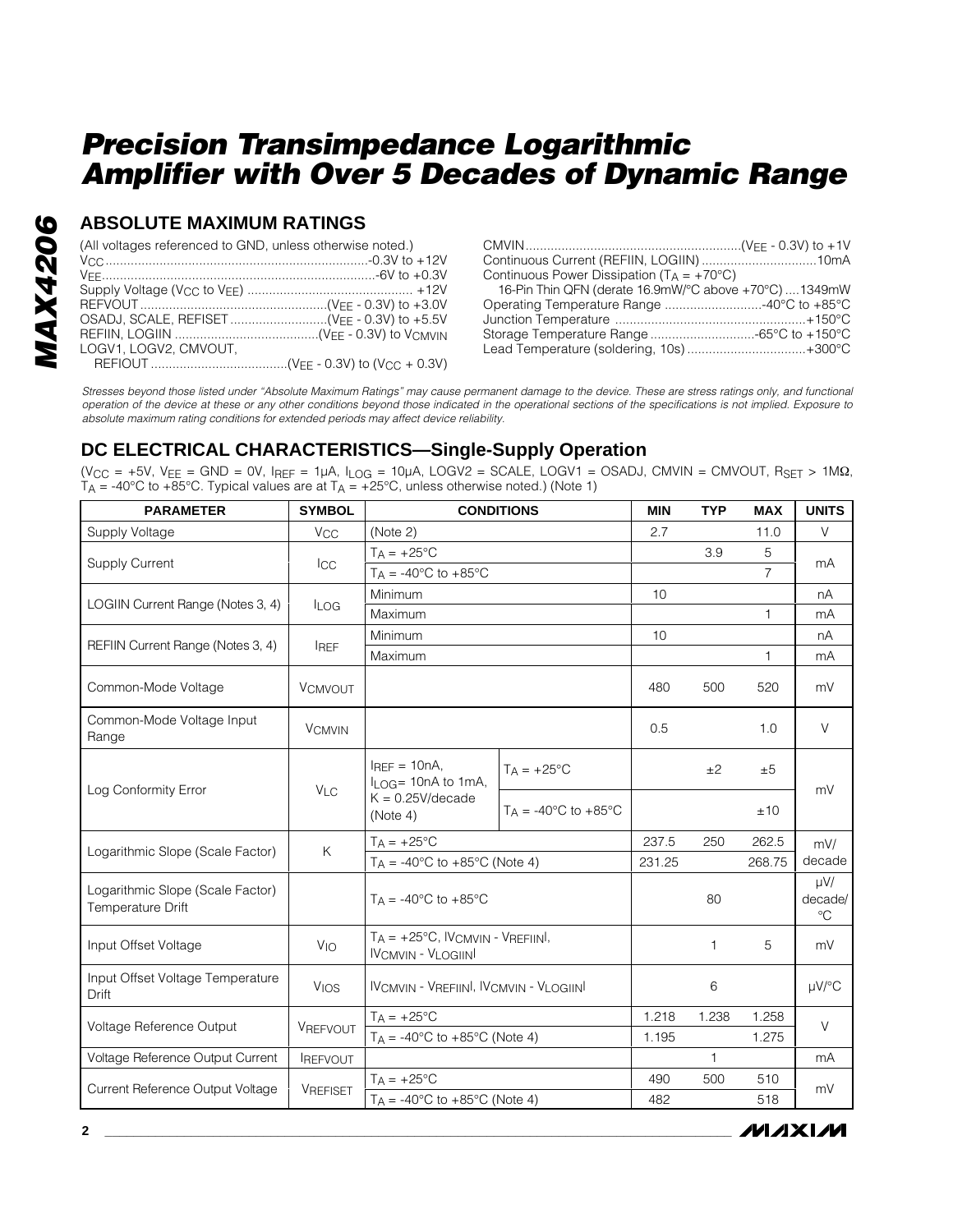## ABSOLUTE MAXIMUM RATINGS

(All voltages referenced to GND, unless otherwise noted.)

$V_{CC}$ ........................................................ -0.3V to +12V
$V_{EE}$ ........................................................... -6V to +0.3V
Supply Voltage ($V_{CC}$ to $V_{EE}$) ...................................... +12V
REFVOUT ................................................ ($V_{EE}$ - 0.3V) to +3.0V
OSADJ, SCALE, REFISET .......................... ($V_{EE}$ - 0.3V) to +5.5V
REFIIN, LOGIIN ...................................... ($V_{EE}$ - 0.3V) to $V_{CMVIN}$
LOGV1, LOGV2, CMVOUT,
  REFIOUT ..................................... ($V_{EE}$ - 0.3V) to ($V_{CC}$ + 0.3V)
CMVIN ........................................................... ($V_{EE}$ - 0.3V) to +1V
Continuous Current (REFIIN, LOGIIN) ................................ 10mA
Continuous Power Dissipation ($T_A$ = +70°C)
  16-Pin Thin QFN (derate 16.9mW/°C above +70°C) .... 1349mW
Operating Temperature Range ........................... -40°C to +85°C
Junction Temperature ..................................................... +150°C
Storage Temperature Range ............................. -65°C to +150°C
Lead Temperature (soldering, 10s) ................................. +300°C

*Stresses beyond those listed under "Absolute Maximum Ratings" may cause permanent damage to the device. These are stress ratings only, and functional operation of the device at these or any other conditions beyond those indicated in the operational sections of the specifications is not implied. Exposure to absolute maximum rating conditions for extended periods may affect device reliability.*

## DC ELECTRICAL CHARACTERISTICS—Single-Supply Operation

($V_{CC}$ = +5V, $V_{EE}$ = GND = 0V, $I_{REF}$ = 1µA, $I_{LOG}$ = 10µA, LOGV2 = SCALE, LOGV1 = OSADJ, CMVIN = CMVOUT, $R_{SET}$ > 1MΩ, $T_A$ = -40°C to +85°C. Typical values are at $T_A$ = +25°C, unless otherwise noted.) (Note 1)

| PARAMETER | SYMBOL | CONDITIONS | | MIN | TYP | MAX | UNITS |
|---|---|---|---|---|---|---|---|
| Supply Voltage | $V_{CC}$ | (Note 2) | | 2.7 | | 11.0 | V |
| Supply Current | $I_{CC}$ | $T_A$ = +25°C | | | 3.9 | 5 | mA |
| | | $T_A$ = -40°C to +85°C | | | | 7 | |
| LOGIIN Current Range (Notes 3, 4) | $I_{LOG}$ | Minimum | | 10 | | | nA |
| | | Maximum | | | | 1 | mA |
| REFIIN Current Range (Notes 3, 4) | $I_{REF}$ | Minimum | | 10 | | | nA |
| | | Maximum | | | | 1 | mA |
| Common-Mode Voltage | $V_{CMVOUT}$ | | | 480 | 500 | 520 | mV |
| Common-Mode Voltage Input Range | $V_{CMVIN}$ | | | 0.5 | | 1.0 | V |
| Log Conformity Error | $V_{LC}$ | $I_{REF}$ = 10nA, $I_{LOG}$= 10nA to 1mA, K = 0.25V/decade (Note 4) | $T_A$ = +25°C | | ±2 | ±5 | mV |
| | | | $T_A$ = -40°C to +85°C | | | ±10 | |
| Logarithmic Slope (Scale Factor) | K | $T_A$ = +25°C | | 237.5 | 250 | 262.5 | mV/ decade |
| | | $T_A$ = -40°C to +85°C (Note 4) | | 231.25 | | 268.75 | |
| Logarithmic Slope (Scale Factor) Temperature Drift | | $T_A$ = -40°C to +85°C | | | 80 | | µV/ decade/ °C |
| Input Offset Voltage | $V_{IO}$ | $T_A$ = +25°C, \|$V_{CMVIN}$ - $V_{REFIIN}$\|, \|$V_{CMVIN}$ - $V_{LOGIIN}$\| | | | 1 | 5 | mV |
| Input Offset Voltage Temperature Drift | $V_{IOS}$ | \|$V_{CMVIN}$ - $V_{REFIIN}$\|, \|$V_{CMVIN}$ - $V_{LOGIIN}$\| | | | 6 | | µV/°C |
| Voltage Reference Output | $V_{REFVOUT}$ | $T_A$ = +25°C | | 1.218 | 1.238 | 1.258 | V |
| | | $T_A$ = -40°C to +85°C (Note 4) | | 1.195 | | 1.275 | |
| Voltage Reference Output Current | $I_{REFVOUT}$ | | | | 1 | | mA |
| Current Reference Output Voltage | $V_{REFISET}$ | $T_A$ = +25°C | | 490 | 500 | 510 | mV |
| | | $T_A$ = -40°C to +85°C (Note 4) | | 482 | | 518 | |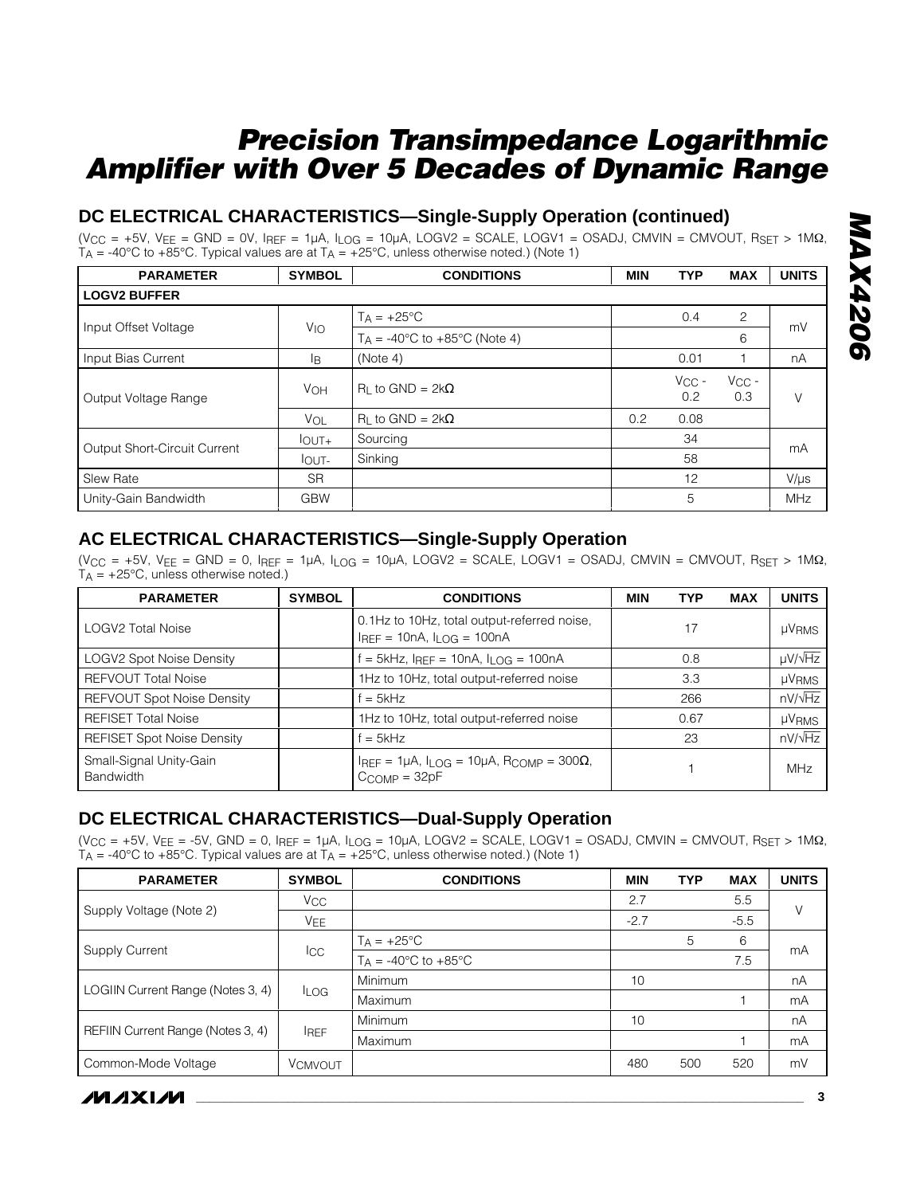# Precision Transimpedance Logarithmic Amplifier with Over 5 Decades of Dynamic Range

## DC ELECTRICAL CHARACTERISTICS—Single-Supply Operation (continued)

($V_{CC}$ = +5V, $V_{EE}$ = GND = 0V, $I_{REF}$ = 1µA, $I_{LOG}$ = 10µA, LOGV2 = SCALE, LOGV1 = OSADJ, CMVIN = CMVOUT, $R_{SET}$ > 1MΩ, $T_A$ = -40°C to +85°C. Typical values are at $T_A$ = +25°C, unless otherwise noted.) (Note 1)

| PARAMETER | SYMBOL | CONDITIONS | MIN | TYP | MAX | UNITS |
|---|---|---|---|---|---|---|
| **LOGV2 BUFFER** | | | | | | |
| Input Offset Voltage | $V_{IO}$ | $T_A$ = +25°C | | 0.4 | 2 | mV |
| | | $T_A$ = -40°C to +85°C (Note 4) | | | 6 | |
| Input Bias Current | $I_B$ | (Note 4) | | 0.01 | 1 | nA |
| Output Voltage Range | $V_{OH}$ | $R_L$ to GND = 2kΩ | | $V_{CC}$ - 0.2 | $V_{CC}$ - 0.3 | V |
| | $V_{OL}$ | $R_L$ to GND = 2kΩ | 0.2 | 0.08 | | |
| Output Short-Circuit Current | $I_{OUT+}$ | Sourcing | | 34 | | mA |
| | $I_{OUT-}$ | Sinking | | 58 | | |
| Slew Rate | SR | | | 12 | | V/µs |
| Unity-Gain Bandwidth | GBW | | | 5 | | MHz |

## AC ELECTRICAL CHARACTERISTICS—Single-Supply Operation

($V_{CC}$ = +5V, $V_{EE}$ = GND = 0, $I_{REF}$ = 1µA, $I_{LOG}$ = 10µA, LOGV2 = SCALE, LOGV1 = OSADJ, CMVIN = CMVOUT, $R_{SET}$ > 1MΩ, $T_A$ = +25°C, unless otherwise noted.)

| PARAMETER | SYMBOL | CONDITIONS | MIN | TYP | MAX | UNITS |
|---|---|---|---|---|---|---|
| LOGV2 Total Noise | | 0.1Hz to 10Hz, total output-referred noise, $I_{REF}$ = 10nA, $I_{LOG}$ = 100nA | | 17 | | $µV_{RMS}$ |
| LOGV2 Spot Noise Density | | f = 5kHz, $I_{REF}$ = 10nA, $I_{LOG}$ = 100nA | | 0.8 | | µV/√Hz |
| REFVOUT Total Noise | | 1Hz to 10Hz, total output-referred noise | | 3.3 | | $µV_{RMS}$ |
| REFVOUT Spot Noise Density | | f = 5kHz | | 266 | | nV/√Hz |
| REFISET Total Noise | | 1Hz to 10Hz, total output-referred noise | | 0.67 | | $µV_{RMS}$ |
| REFISET Spot Noise Density | | f = 5kHz | | 23 | | nV/√Hz |
| Small-Signal Unity-Gain Bandwidth | | $I_{REF}$ = 1µA, $I_{LOG}$ = 10µA, $R_{COMP}$ = 300Ω, $C_{COMP}$ = 32pF | | 1 | | MHz |

## DC ELECTRICAL CHARACTERISTICS—Dual-Supply Operation

($V_{CC}$ = +5V, $V_{EE}$ = -5V, GND = 0, $I_{REF}$ = 1µA, $I_{LOG}$ = 10µA, LOGV2 = SCALE, LOGV1 = OSADJ, CMVIN = CMVOUT, $R_{SET}$ > 1MΩ, $T_A$ = -40°C to +85°C. Typical values are at $T_A$ = +25°C, unless otherwise noted.) (Note 1)

| PARAMETER | SYMBOL | CONDITIONS | MIN | TYP | MAX | UNITS |
|---|---|---|---|---|---|---|
| Supply Voltage (Note 2) | $V_{CC}$ | | 2.7 | | 5.5 | V |
| | $V_{EE}$ | | -2.7 | | -5.5 | |
| Supply Current | $I_{CC}$ | $T_A$ = +25°C | | 5 | 6 | mA |
| | | $T_A$ = -40°C to +85°C | | | 7.5 | |
| LOGIIN Current Range (Notes 3, 4) | $I_{LOG}$ | Minimum | 10 | | | nA |
| | | Maximum | | | 1 | mA |
| REFIIN Current Range (Notes 3, 4) | $I_{REF}$ | Minimum | 10 | | | nA |
| | | Maximum | | | 1 | mA |
| Common-Mode Voltage | $V_{CMVOUT}$ | | 480 | 500 | 520 | mV |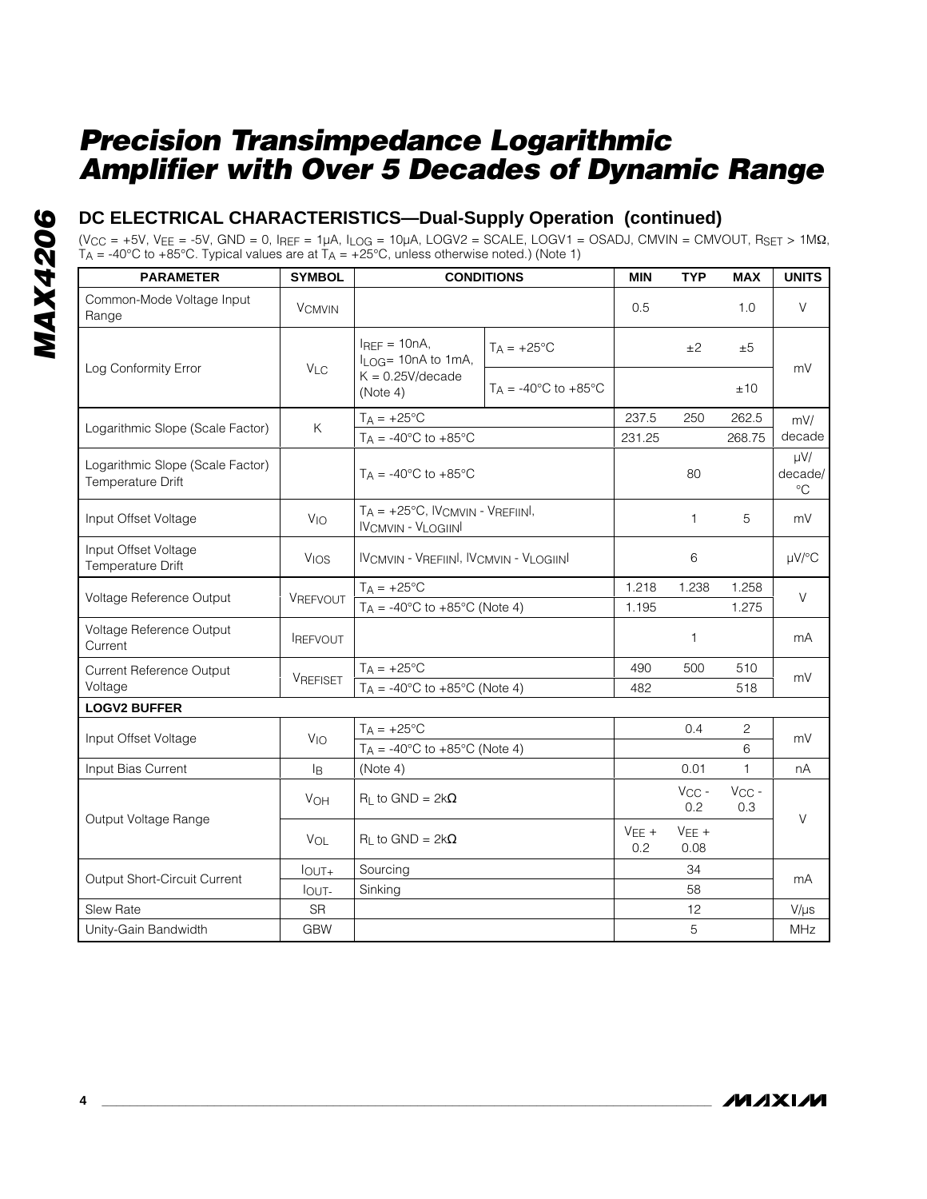## DC ELECTRICAL CHARACTERISTICS—Dual-Supply Operation (continued)

($V_{CC}$ = +5V, $V_{EE}$ = -5V, GND = 0, $I_{REF}$ = 1µA, $I_{LOG}$ = 10µA, LOGV2 = SCALE, LOGV1 = OSADJ, CMVIN = CMVOUT, $R_{SET}$ > 1MΩ, $T_A$ = -40°C to +85°C. Typical values are at $T_A$ = +25°C, unless otherwise noted.) (Note 1)

| PARAMETER | SYMBOL | CONDITIONS | | MIN | TYP | MAX | UNITS |
|---|---|---|---|---|---|---|---|
| Common-Mode Voltage Input Range | $V_{CMVIN}$ | | | 0.5 | | 1.0 | V |
| Log Conformity Error | $V_{LC}$ | $I_{REF}$ = 10nA, $I_{LOG}$= 10nA to 1mA, K = 0.25V/decade (Note 4) | $T_A$ = +25°C | | ±2 | ±5 | mV |
| | | | $T_A$ = -40°C to +85°C | | | ±10 | |
| Logarithmic Slope (Scale Factor) | K | $T_A$ = +25°C | | 237.5 | 250 | 262.5 | mV/ decade |
| | | $T_A$ = -40°C to +85°C | | 231.25 | | 268.75 | |
| Logarithmic Slope (Scale Factor) Temperature Drift | | $T_A$ = -40°C to +85°C | | | 80 | | µV/ decade/ °C |
| Input Offset Voltage | $V_{IO}$ | $T_A$ = +25°C, \|$V_{CMVIN}$ - $V_{REFIIN}$\|, \|$V_{CMVIN}$ - $V_{LOGIIN}$\| | | | 1 | 5 | mV |
| Input Offset Voltage Temperature Drift | $V_{IOS}$ | \|$V_{CMVIN}$ - $V_{REFIIN}$\|, \|$V_{CMVIN}$ - $V_{LOGIIN}$\| | | | 6 | | µV/°C |
| Voltage Reference Output | $V_{REFVOUT}$ | $T_A$ = +25°C | | 1.218 | 1.238 | 1.258 | V |
| | | $T_A$ = -40°C to +85°C (Note 4) | | 1.195 | | 1.275 | |
| Voltage Reference Output Current | $I_{REFVOUT}$ | | | | 1 | | mA |
| Current Reference Output Voltage | $V_{REFISET}$ | $T_A$ = +25°C | | 490 | 500 | 510 | mV |
| | | $T_A$ = -40°C to +85°C (Note 4) | | 482 | | 518 | |
| **LOGV2 BUFFER** | | | | | | | |
| Input Offset Voltage | $V_{IO}$ | $T_A$ = +25°C | | | 0.4 | 2 | mV |
| | | $T_A$ = -40°C to +85°C (Note 4) | | | | 6 | |
| Input Bias Current | $I_B$ | (Note 4) | | | 0.01 | 1 | nA |
| Output Voltage Range | $V_{OH}$ | $R_L$ to GND = 2kΩ | | | $V_{CC}$ - 0.2 | $V_{CC}$ - 0.3 | V |
| | $V_{OL}$ | $R_L$ to GND = 2kΩ | | $V_{EE}$ + 0.2 | $V_{EE}$ + 0.08 | | |
| Output Short-Circuit Current | $I_{OUT+}$ | Sourcing | | | 34 | | mA |
| | $I_{OUT-}$ | Sinking | | | 58 | | |
| Slew Rate | SR | | | | 12 | | V/µs |
| Unity-Gain Bandwidth | GBW | | | | 5 | | MHz |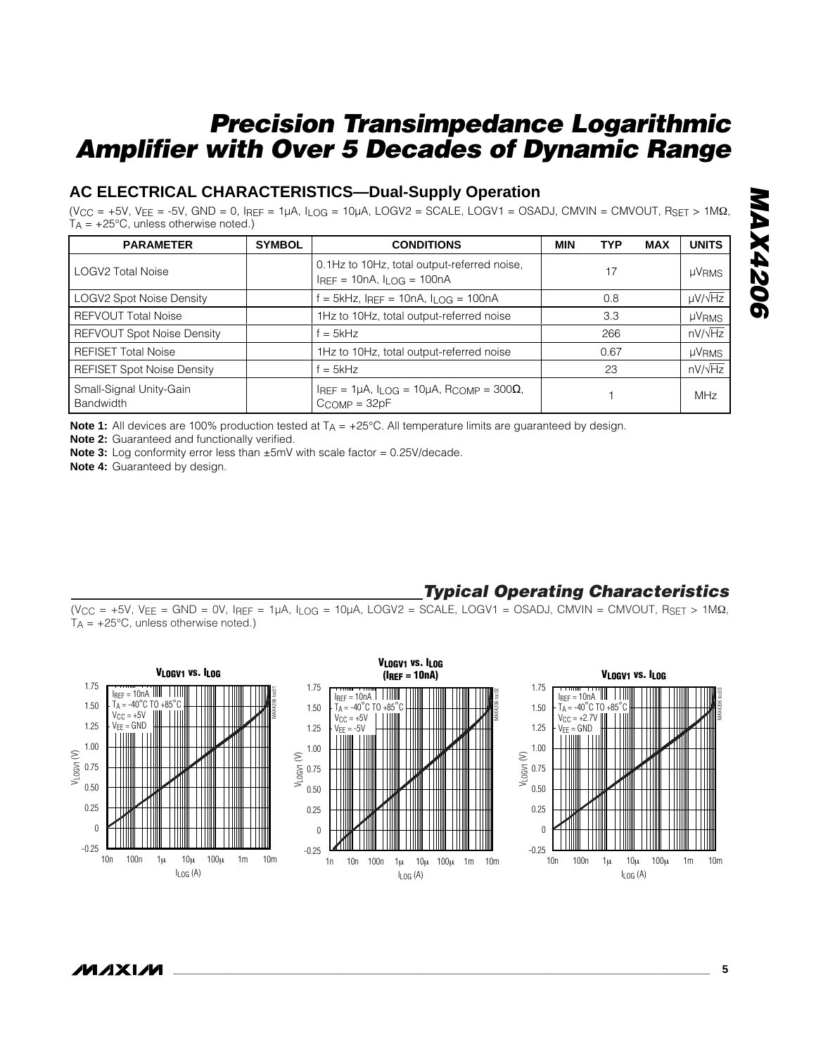## AC ELECTRICAL CHARACTERISTICS—Dual-Supply Operation

($V_{CC}$ = +5V, $V_{EE}$ = -5V, GND = 0, $I_{REF}$ = 1µA, $I_{LOG}$ = 10µA, LOGV2 = SCALE, LOGV1 = OSADJ, CMVIN = CMVOUT, $R_{SET}$ > 1MΩ, $T_A$ = +25°C, unless otherwise noted.)

| PARAMETER | SYMBOL | CONDITIONS | MIN | TYP | MAX | UNITS |
|---|---|---|---|---|---|---|
| LOGV2 Total Noise | | 0.1Hz to 10Hz, total output-referred noise, $I_{REF}$ = 10nA, $I_{LOG}$ = 100nA | | 17 | | µV<sub>RMS</sub> |
| LOGV2 Spot Noise Density | | f = 5kHz, $I_{REF}$ = 10nA, $I_{LOG}$ = 100nA | | 0.8 | | µV/√Hz |
| REFVOUT Total Noise | | 1Hz to 10Hz, total output-referred noise | | 3.3 | | µV<sub>RMS</sub> |
| REFVOUT Spot Noise Density | | f = 5kHz | | 266 | | nV/√Hz |
| REFISET Total Noise | | 1Hz to 10Hz, total output-referred noise | | 0.67 | | µV<sub>RMS</sub> |
| REFISET Spot Noise Density | | f = 5kHz | | 23 | | nV/√Hz |
| Small-Signal Unity-Gain Bandwidth | | $I_{REF}$ = 1µA, $I_{LOG}$ = 10µA, $R_{COMP}$ = 300Ω, $C_{COMP}$ = 32pF | | 1 | | MHz |

**Note 1:** All devices are 100% production tested at $T_A$ = +25°C. All temperature limits are guaranteed by design.

**Note 2:** Guaranteed and functionally verified.

**Note 3:** Log conformity error less than ±5mV with scale factor = 0.25V/decade.

**Note 4:** Guaranteed by design.

## *Typical Operating Characteristics*

($V_{CC}$ = +5V, $V_{EE}$ = GND = 0V, $I_{REF}$ = 1µA, $I_{LOG}$ = 10µA, LOGV2 = SCALE, LOGV1 = OSADJ, CMVIN = CMVOUT, $R_{SET}$ > 1MΩ, $T_A$ = +25°C, unless otherwise noted.)

**$V_{LOGV1}$ vs. $I_{LOG}$** ($I_{REF}$ = 10nA, $T_A$ = -40°C TO +85°C, $V_{CC}$ = +5V, $V_{EE}$ = GND)

**$V_{LOGV1}$ vs. $I_{LOG}$ ($I_{REF}$ = 10nA)** ($I_{REF}$ = 10nA, $T_A$ = -40°C TO +85°C, $V_{CC}$ = +5V, $V_{EE}$ = -5V)

**$V_{LOGV1}$ vs. $I_{LOG}$** ($I_{REF}$ = 10nA, $T_A$ = -40°C TO +85°C, $V_{CC}$ = +2.7V, $V_{EE}$ = GND)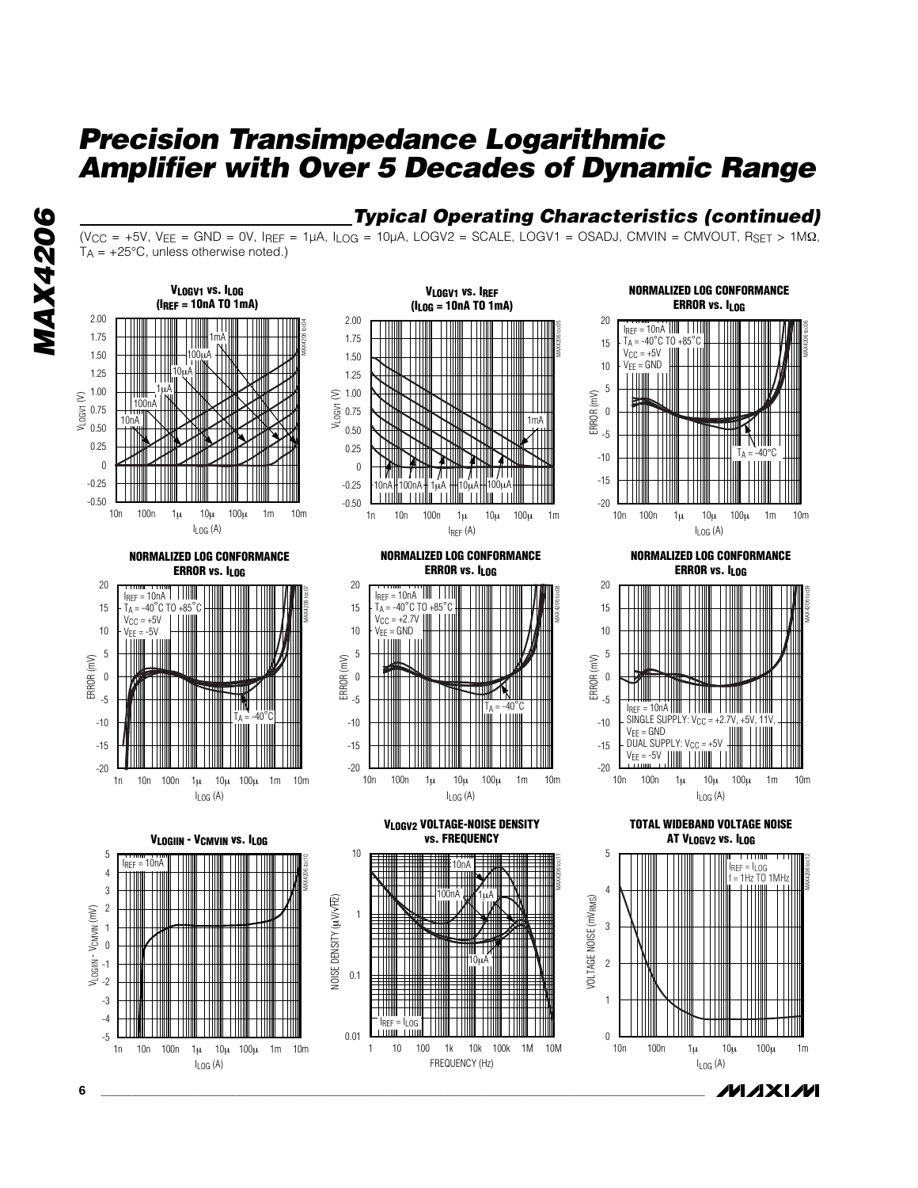## Typical Operating Characteristics (continued)

($V_{CC}$ = +5V, $V_{EE}$ = GND = 0V, $I_{REF}$ = 1µA, $I_{LOG}$ = 10µA, LOGV2 = SCALE, LOGV1 = OSADJ, CMVIN = CMVOUT, $R_{SET}$ > 1MΩ, $T_A$ = +25°C, unless otherwise noted.)

**$V_{LOGV1}$ vs. $I_{LOG}$ ($I_{REF}$ = 10nA TO 1mA)**

**$V_{LOGV1}$ vs. $I_{REF}$ ($I_{LOG}$ = 10nA TO 1mA)**

**NORMALIZED LOG CONFORMANCE ERROR vs. $I_{LOG}$** ($I_{REF}$ = 10nA, $T_A$ = -40°C TO +85°C, $V_{CC}$ = +5V, $V_{EE}$ = GND)

**NORMALIZED LOG CONFORMANCE ERROR vs. $I_{LOG}$** ($I_{REF}$ = 10nA, $T_A$ = -40°C TO +85°C, $V_{CC}$ = +5V, $V_{EE}$ = -5V)

**NORMALIZED LOG CONFORMANCE ERROR vs. $I_{LOG}$** ($I_{REF}$ = 10nA, $T_A$ = -40°C TO +85°C, $V_{CC}$ = +2.7V, $V_{EE}$ = GND)

**NORMALIZED LOG CONFORMANCE ERROR vs. $I_{LOG}$** ($I_{REF}$ = 10nA, SINGLE SUPPLY: $V_{CC}$ = +2.7V, +5V, 11V, $V_{EE}$ = GND; DUAL SUPPLY: $V_{CC}$ = +5V, $V_{EE}$ = -5V)

**$V_{LOGIIN}$ - $V_{CMVIN}$ vs. $I_{LOG}$** ($I_{REF}$ = 10nA)

**$V_{LOGV2}$ VOLTAGE-NOISE DENSITY vs. FREQUENCY** ($I_{REF}$ = $I_{LOG}$)

**TOTAL WIDEBAND VOLTAGE NOISE AT $V_{LOGV2}$ vs. $I_{LOG}$** ($I_{REF}$ = $I_{LOG}$, f = 1Hz TO 1MHz)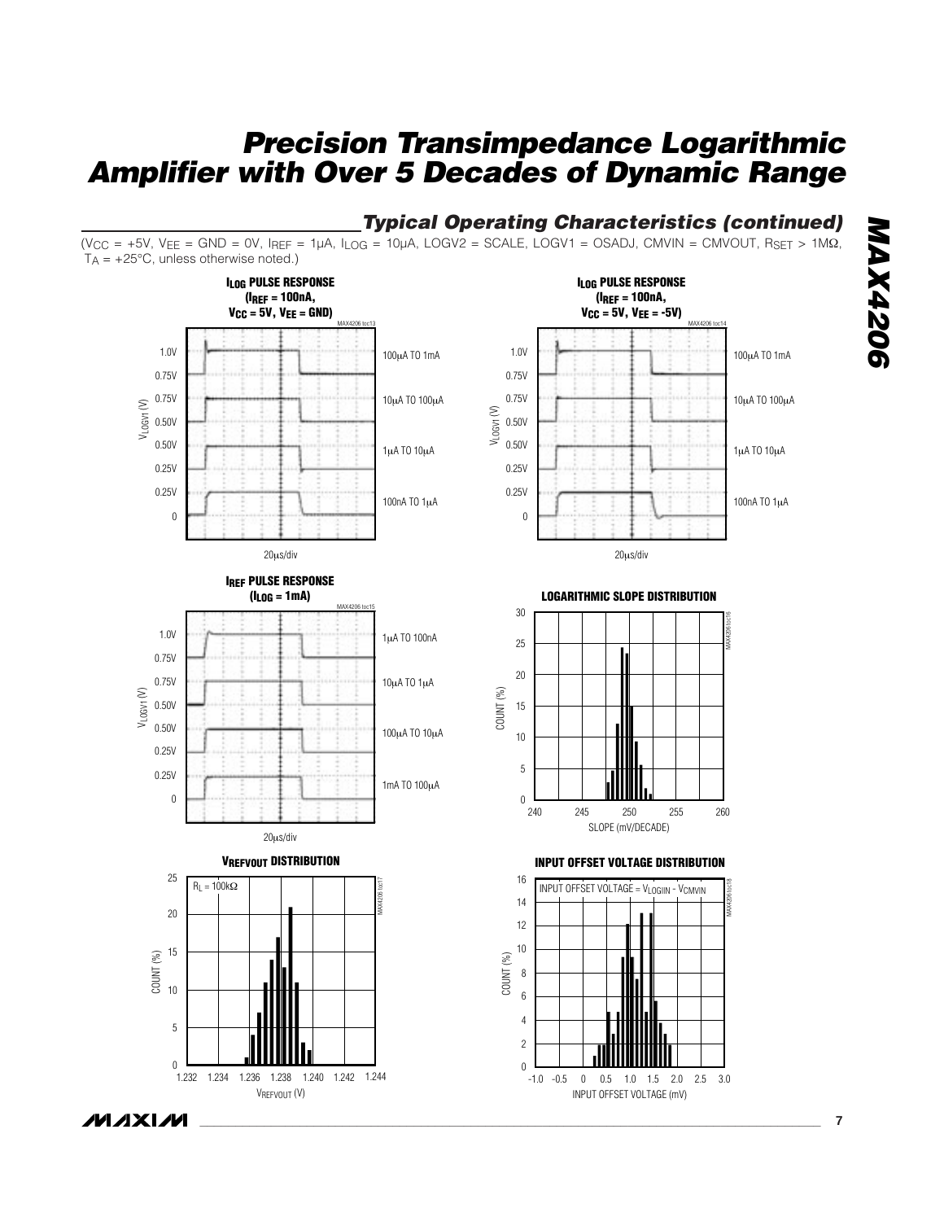## Typical Operating Characteristics (continued)

($V_{CC}$ = +5V, $V_{EE}$ = GND = 0V, $I_{REF}$ = 1µA, $I_{LOG}$ = 10µA, LOGV2 = SCALE, LOGV1 = OSADJ, CMVIN = CMVOUT, $R_{SET}$ > 1MΩ, $T_A$ = +25°C, unless otherwise noted.)

**$I_{LOG}$ PULSE RESPONSE ($I_{REF}$ = 100nA, $V_{CC}$ = 5V, $V_{EE}$ = GND)**

MAX4206 toc13

$V_{LOGV1}$ (V): 1.0V, 0.75V, 0.75V, 0.50V, 0.50V, 0.25V, 0.25V, 0

100µA TO 1mA
10µA TO 100µA
1µA TO 10µA
100nA TO 1µA

20µs/div

**$I_{LOG}$ PULSE RESPONSE ($I_{REF}$ = 100nA, $V_{CC}$ = 5V, $V_{EE}$ = -5V)**

MAX4206 toc14

$V_{LOGV1}$ (V): 1.0V, 0.75V, 0.75V, 0.50V, 0.50V, 0.25V, 0.25V, 0

100µA TO 1mA
10µA TO 100µA
1µA TO 10µA
100nA TO 1µA

20µs/div

**$I_{REF}$ PULSE RESPONSE ($I_{LOG}$ = 1mA)**

MAX4206 toc15

$V_{LOGV1}$ (V): 1.0V, 0.75V, 0.75V, 0.50V, 0.50V, 0.25V, 0.25V, 0

1µA TO 100nA
10µA TO 1µA
100µA TO 10µA
1mA TO 100µA

20µs/div

**LOGARITHMIC SLOPE DISTRIBUTION**

MAX4206 toc16

COUNT (%): 0 to 30

SLOPE (mV/DECADE): 240, 245, 250, 255, 260

**$V_{REFVOUT}$ DISTRIBUTION**

MAX4206 toc17

$R_L$ = 100kΩ

COUNT (%): 0 to 25

$V_{REFVOUT}$ (V): 1.232, 1.234, 1.236, 1.238, 1.240, 1.242, 1.244

**INPUT OFFSET VOLTAGE DISTRIBUTION**

MAX4206 toc18

INPUT OFFSET VOLTAGE = $V_{LOGIIN}$ - $V_{CMVIN}$

COUNT (%): 0 to 16

INPUT OFFSET VOLTAGE (mV): -1.0, -0.5, 0, 0.5, 1.0, 1.5, 2.0, 2.5, 3.0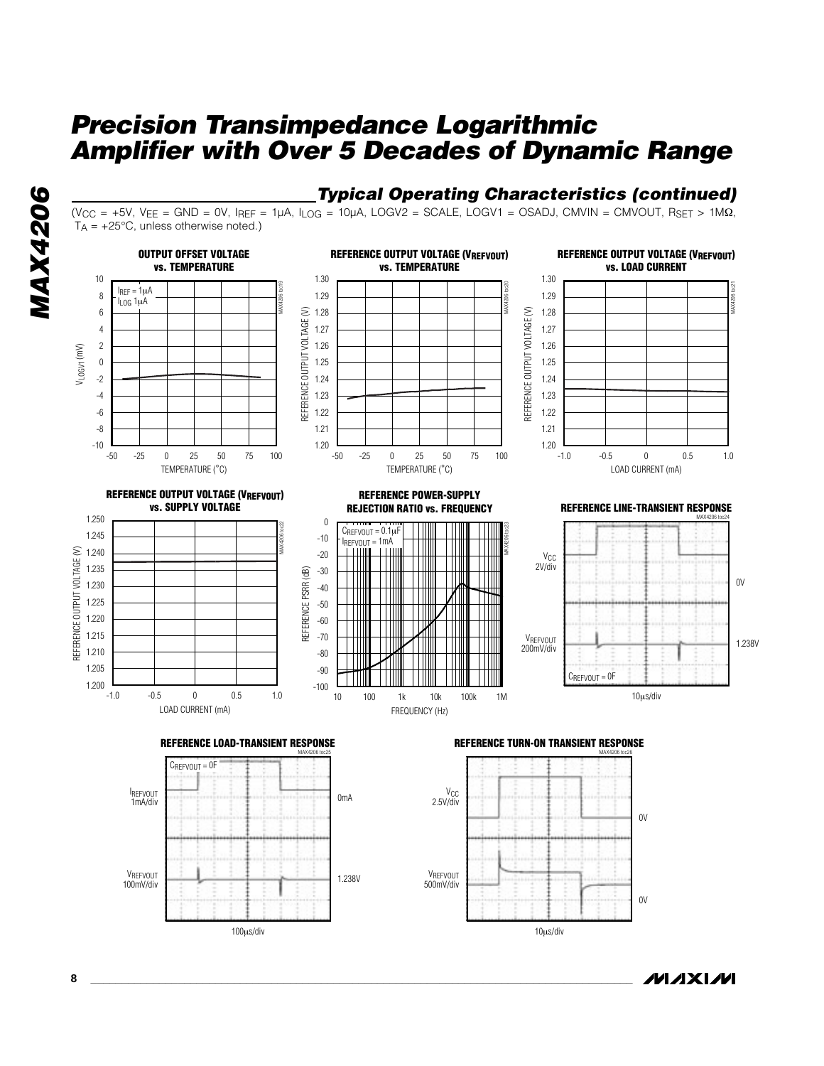## Typical Operating Characteristics (continued)

($V_{CC}$ = +5V, $V_{EE}$ = GND = 0V, $I_{REF}$ = 1µA, $I_{LOG}$ = 10µA, LOGV2 = SCALE, LOGV1 = OSADJ, CMVIN = CMVOUT, $R_{SET}$ > 1MΩ, $T_A$ = +25°C, unless otherwise noted.)

**OUTPUT OFFSET VOLTAGE vs. TEMPERATURE**

**REFERENCE OUTPUT VOLTAGE ($V_{REFVOUT}$) vs. TEMPERATURE**

**REFERENCE OUTPUT VOLTAGE ($V_{REFVOUT}$) vs. LOAD CURRENT**

**REFERENCE OUTPUT VOLTAGE ($V_{REFVOUT}$) vs. SUPPLY VOLTAGE**

**REFERENCE POWER-SUPPLY REJECTION RATIO vs. FREQUENCY**

**REFERENCE LINE-TRANSIENT RESPONSE**

**REFERENCE LOAD-TRANSIENT RESPONSE**

**REFERENCE TURN-ON TRANSIENT RESPONSE**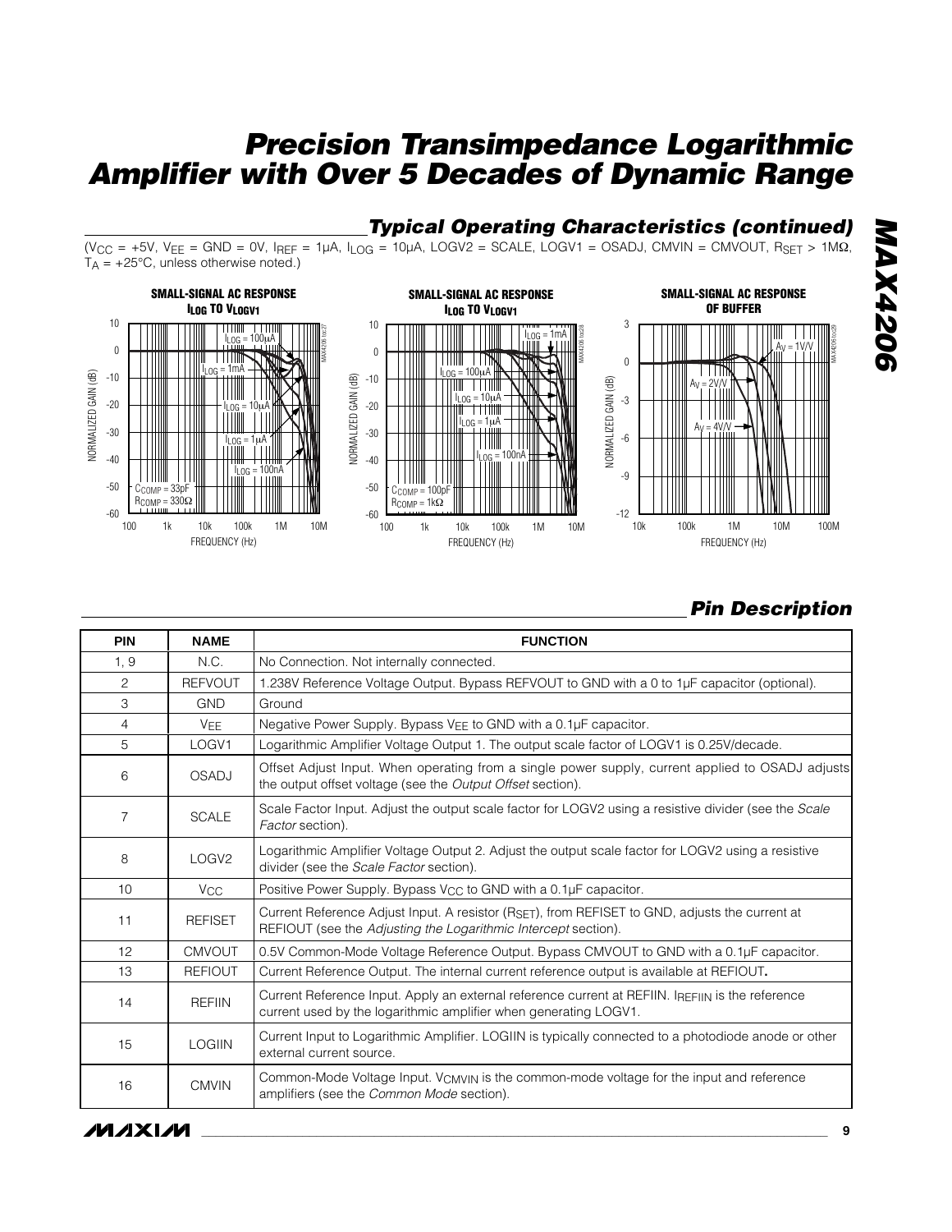## Typical Operating Characteristics (continued)

($V_{CC}$ = +5V, $V_{EE}$ = GND = 0V, $I_{REF}$ = 1µA, $I_{LOG}$ = 10µA, LOGV2 = SCALE, LOGV1 = OSADJ, CMVIN = CMVOUT, $R_{SET}$ > 1MΩ, $T_A$ = +25°C, unless otherwise noted.)

## Pin Description

| PIN | NAME | FUNCTION |
|---|---|---|
| 1, 9 | N.C. | No Connection. Not internally connected. |
| 2 | REFVOUT | 1.238V Reference Voltage Output. Bypass REFVOUT to GND with a 0 to 1µF capacitor (optional). |
| 3 | GND | Ground |
| 4 | $V_{EE}$ | Negative Power Supply. Bypass $V_{EE}$ to GND with a 0.1µF capacitor. |
| 5 | LOGV1 | Logarithmic Amplifier Voltage Output 1. The output scale factor of LOGV1 is 0.25V/decade. |
| 6 | OSADJ | Offset Adjust Input. When operating from a single power supply, current applied to OSADJ adjusts the output offset voltage (see the *Output Offset* section). |
| 7 | SCALE | Scale Factor Input. Adjust the output scale factor for LOGV2 using a resistive divider (see the *Scale Factor* section). |
| 8 | LOGV2 | Logarithmic Amplifier Voltage Output 2. Adjust the output scale factor for LOGV2 using a resistive divider (see the *Scale Factor* section). |
| 10 | $V_{CC}$ | Positive Power Supply. Bypass $V_{CC}$ to GND with a 0.1µF capacitor. |
| 11 | REFISET | Current Reference Adjust Input. A resistor ($R_{SET}$), from REFISET to GND, adjusts the current at REFIOUT (see the *Adjusting the Logarithmic Intercept* section). |
| 12 | CMVOUT | 0.5V Common-Mode Voltage Reference Output. Bypass CMVOUT to GND with a 0.1µF capacitor. |
| 13 | REFIOUT | Current Reference Output. The internal current reference output is available at REFIOUT. |
| 14 | REFIIN | Current Reference Input. Apply an external reference current at REFIIN. $I_{REFIIN}$ is the reference current used by the logarithmic amplifier when generating LOGV1. |
| 15 | LOGIIN | Current Input to Logarithmic Amplifier. LOGIIN is typically connected to a photodiode anode or other external current source. |
| 16 | CMVIN | Common-Mode Voltage Input. $V_{CMVIN}$ is the common-mode voltage for the input and reference amplifiers (see the *Common Mode* section). |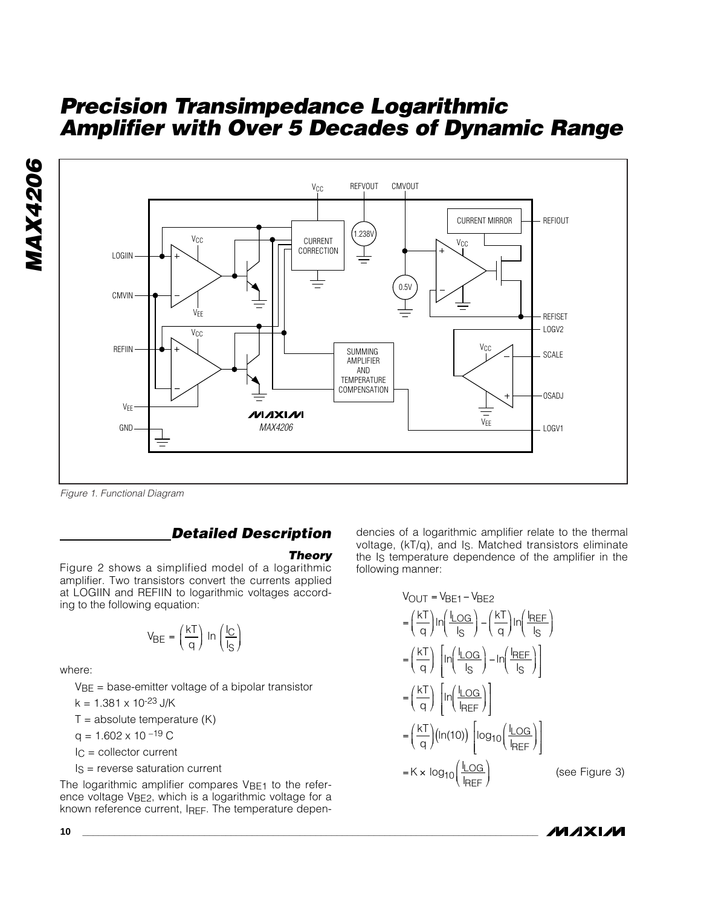Figure 1. Functional Diagram

## Detailed Description

### Theory

Figure 2 shows a simplified model of a logarithmic amplifier. Two transistors convert the currents applied at LOGIIN and REFIIN to logarithmic voltages according to the following equation:

$$V_{BE} = \left(\frac{kT}{q}\right) \ln\left(\frac{I_C}{I_S}\right)$$

where:

$V_{BE}$ = base-emitter voltage of a bipolar transistor

$k = 1.381 \times 10^{-23}$ J/K

T = absolute temperature (K)

$q = 1.602 \times 10^{-19}$ C

$I_C$ = collector current

$I_S$ = reverse saturation current

The logarithmic amplifier compares $V_{BE1}$ to the reference voltage $V_{BE2}$, which is a logarithmic voltage for a known reference current, $I_{REF}$. The temperature dependencies of a logarithmic amplifier relate to the thermal voltage, (kT/q), and $I_S$. Matched transistors eliminate the $I_S$ temperature dependence of the amplifier in the following manner:

$$
\begin{aligned}
V_{OUT} &= V_{BE1} - V_{BE2} \\
&= \left(\frac{kT}{q}\right)\ln\left(\frac{I_{LOG}}{I_S}\right) - \left(\frac{kT}{q}\right)\ln\left(\frac{I_{REF}}{I_S}\right) \\
&= \left(\frac{kT}{q}\right)\left[\ln\left(\frac{I_{LOG}}{I_S}\right) - \ln\left(\frac{I_{REF}}{I_S}\right)\right] \\
&= \left(\frac{kT}{q}\right)\left[\ln\left(\frac{I_{LOG}}{I_{REF}}\right)\right] \\
&= \left(\frac{kT}{q}\right)\left(\ln(10)\right)\left[\log_{10}\left(\frac{I_{LOG}}{I_{REF}}\right)\right] \\
&= K \times \log_{10}\left(\frac{I_{LOG}}{I_{REF}}\right)
\end{aligned}
$$

(see Figure 3)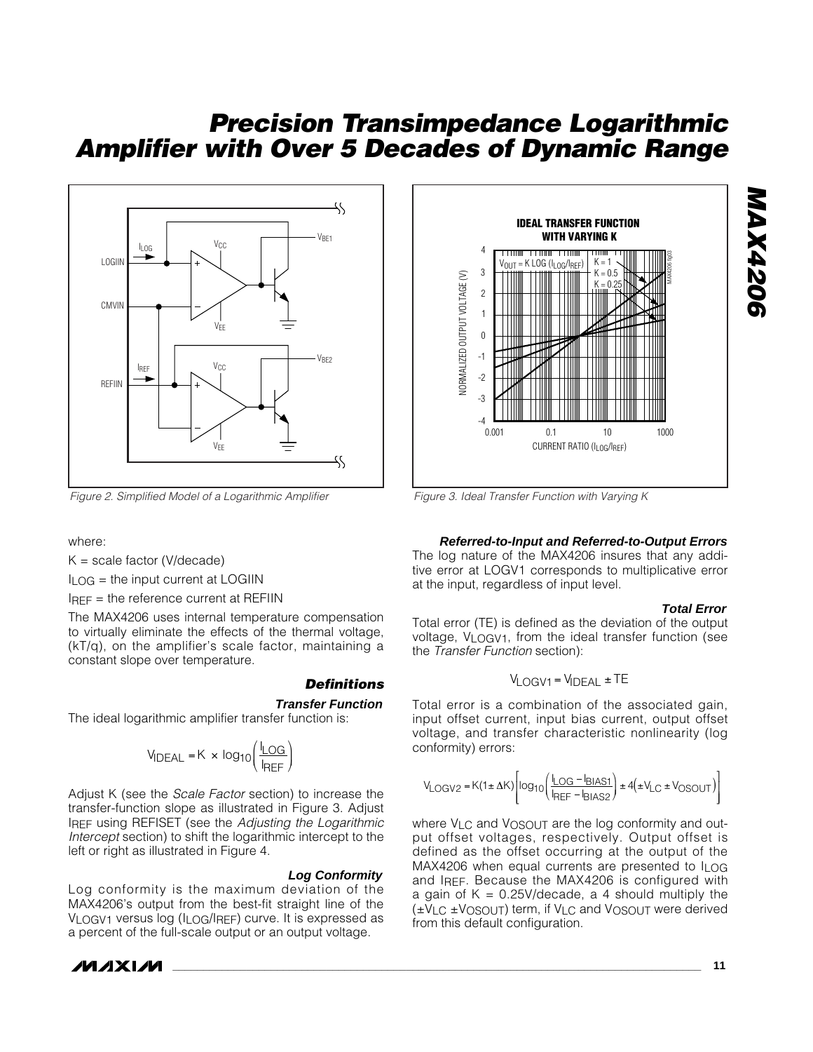Figure 2. Simplified Model of a Logarithmic Amplifier

Figure 3. Ideal Transfer Function with Varying K

where:

K = scale factor (V/decade)

$I_{LOG}$ = the input current at LOGIIN

$I_{REF}$ = the reference current at REFIIN

The MAX4206 uses internal temperature compensation to virtually eliminate the effects of the thermal voltage, (kT/q), on the amplifier's scale factor, maintaining a constant slope over temperature.

## Definitions

### Transfer Function

The ideal logarithmic amplifier transfer function is:

$$V_{IDEAL} = K \times \log_{10}\left(\frac{I_{LOG}}{I_{REF}}\right)$$

Adjust K (see the *Scale Factor* section) to increase the transfer-function slope as illustrated in Figure 3. Adjust $I_{REF}$ using REFISET (see the *Adjusting the Logarithmic Intercept* section) to shift the logarithmic intercept to the left or right as illustrated in Figure 4.

### Log Conformity

Log conformity is the maximum deviation of the MAX4206's output from the best-fit straight line of the $V_{LOGV1}$ versus log ($I_{LOG}/I_{REF}$) curve. It is expressed as a percent of the full-scale output or an output voltage.

### Referred-to-Input and Referred-to-Output Errors

The log nature of the MAX4206 insures that any additive error at LOGV1 corresponds to multiplicative error at the input, regardless of input level.

### Total Error

Total error (TE) is defined as the deviation of the output voltage, $V_{LOGV1}$, from the ideal transfer function (see the *Transfer Function* section):

$$V_{LOGV1} = V_{IDEAL} \pm TE$$

Total error is a combination of the associated gain, input offset current, input bias current, output offset voltage, and transfer characteristic nonlinearity (log conformity) errors:

$$V_{LOGV2} = K(1 \pm \Delta K)\left[\log_{10}\left(\frac{I_{LOG} - I_{BIAS1}}{I_{REF} - I_{BIAS2}}\right) \pm 4\left(\pm V_{LC} \pm V_{OSOUT}\right)\right]$$

where $V_{LC}$ and $V_{OSOUT}$ are the log conformity and output offset voltages, respectively. Output offset is defined as the offset occurring at the output of the MAX4206 when equal currents are presented to $I_{LOG}$ and $I_{REF}$. Because the MAX4206 is configured with a gain of K = 0.25V/decade, a 4 should multiply the ($\pm V_{LC} \pm V_{OSOUT}$) term, if $V_{LC}$ and $V_{OSOUT}$ were derived from this default configuration.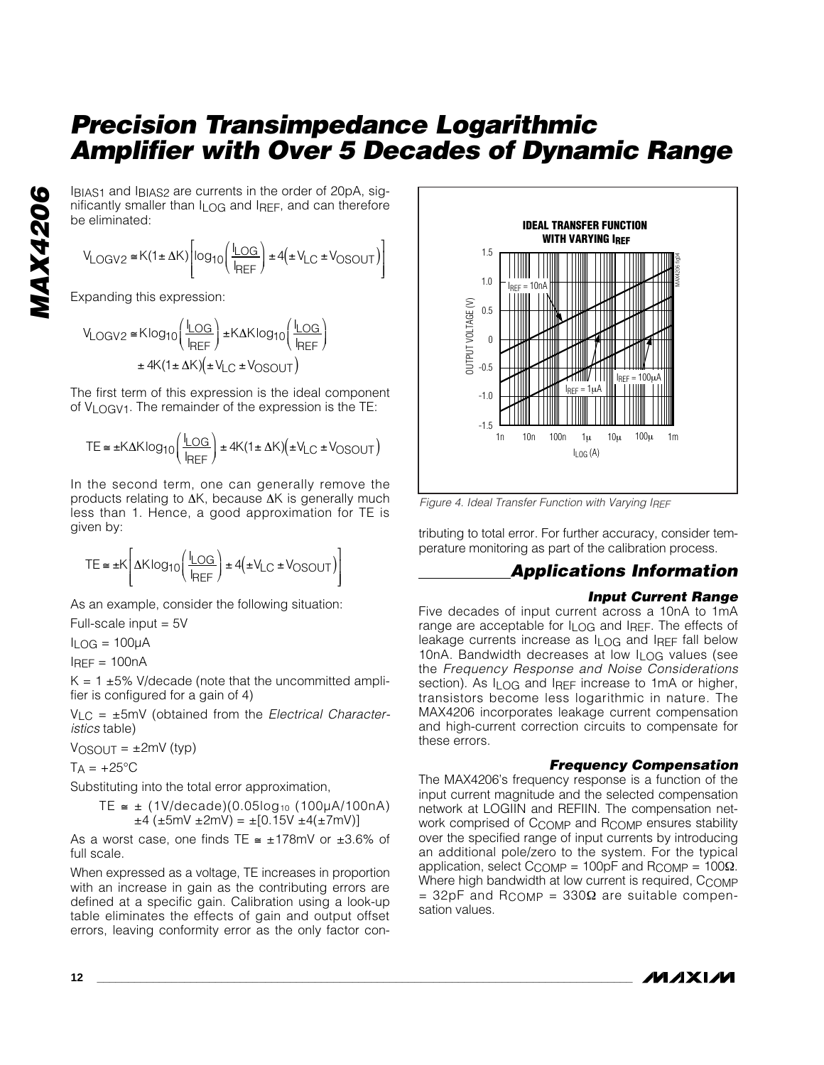$I_{BIAS1}$ and $I_{BIAS2}$ are currents in the order of 20pA, significantly smaller than $I_{LOG}$ and $I_{REF}$, and can therefore be eliminated:

$$V_{LOGV2} \cong K(1 \pm \Delta K)\left[\log_{10}\left(\frac{I_{LOG}}{I_{REF}}\right) \pm 4\left(\pm V_{LC} \pm V_{OSOUT}\right)\right]$$

Expanding this expression:

$$V_{LOGV2} \cong K\log_{10}\left(\frac{I_{LOG}}{I_{REF}}\right) \pm K\Delta K\log_{10}\left(\frac{I_{LOG}}{I_{REF}}\right) \pm 4K(1 \pm \Delta K)\left(\pm V_{LC} \pm V_{OSOUT}\right)$$

The first term of this expression is the ideal component of $V_{LOGV1}$. The remainder of the expression is the TE:

$$TE \cong \pm K\Delta K\log_{10}\left(\frac{I_{LOG}}{I_{REF}}\right) \pm 4K(1 \pm \Delta K)\left(\pm V_{LC} \pm V_{OSOUT}\right)$$

In the second term, one can generally remove the products relating to $\Delta K$, because $\Delta K$ is generally much less than 1. Hence, a good approximation for TE is given by:

$$TE \cong \pm K\left[\Delta K\log_{10}\left(\frac{I_{LOG}}{I_{REF}}\right) \pm 4\left(\pm V_{LC} \pm V_{OSOUT}\right)\right]$$

As an example, consider the following situation:

Full-scale input = 5V

$I_{LOG}$ = 100µA

$I_{REF}$ = 100nA

K = 1 ±5% V/decade (note that the uncommitted amplifier is configured for a gain of 4)

$V_{LC}$ = ±5mV (obtained from the *Electrical Characteristics* table)

$V_{OSOUT}$ = ±2mV (typ)

$T_A$ = +25°C

Substituting into the total error approximation,

$$TE \cong \pm\,(1V/decade)(0.05\log_{10}(100µA/100nA) \pm 4\,(\pm 5mV \pm 2mV) = \pm[0.15V \pm 4(\pm 7mV)]$$

As a worst case, one finds TE ≅ ±178mV or ±3.6% of full scale.

When expressed as a voltage, TE increases in proportion with an increase in gain as the contributing errors are defined at a specific gain. Calibration using a look-up table eliminates the effects of gain and output offset errors, leaving conformity error as the only factor contributing to total error. For further accuracy, consider temperature monitoring as part of the calibration process.

Figure 4. Ideal Transfer Function with Varying $I_{REF}$

## Applications Information

### Input Current Range

Five decades of input current across a 10nA to 1mA range are acceptable for $I_{LOG}$ and $I_{REF}$. The effects of leakage currents increase as $I_{LOG}$ and $I_{REF}$ fall below 10nA. Bandwidth decreases at low $I_{LOG}$ values (see the *Frequency Response and Noise Considerations* section). As $I_{LOG}$ and $I_{REF}$ increase to 1mA or higher, transistors become less logarithmic in nature. The MAX4206 incorporates leakage current compensation and high-current correction circuits to compensate for these errors.

### Frequency Compensation

The MAX4206's frequency response is a function of the input current magnitude and the selected compensation network at LOGIIN and REFIIN. The compensation network comprised of $C_{COMP}$ and $R_{COMP}$ ensures stability over the specified range of input currents by introducing an additional pole/zero to the system. For the typical application, select $C_{COMP}$ = 100pF and $R_{COMP}$ = 100Ω. Where high bandwidth at low current is required, $C_{COMP}$ = 32pF and $R_{COMP}$ = 330Ω are suitable compensation values.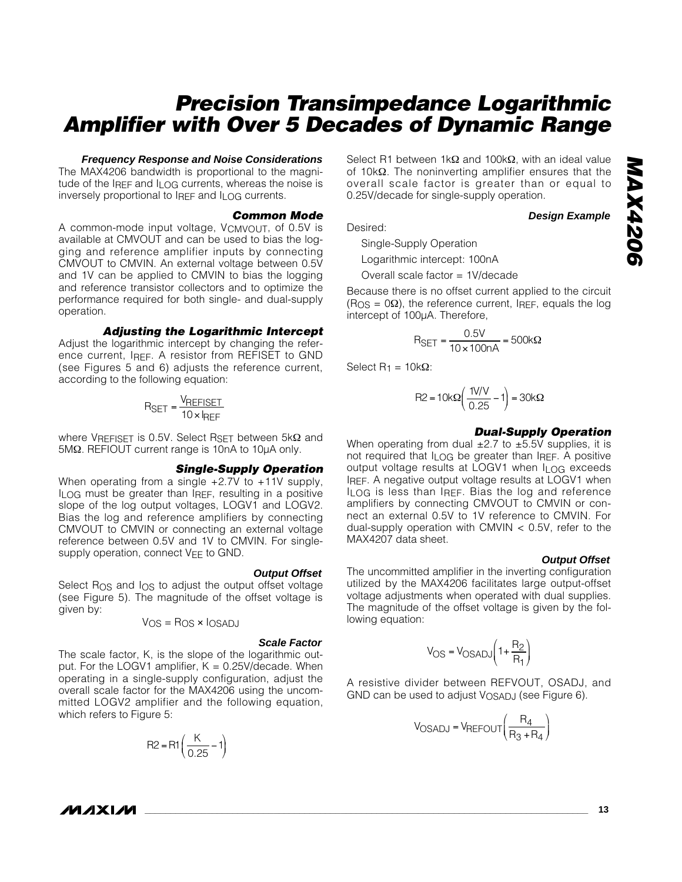### Frequency Response and Noise Considerations

The MAX4206 bandwidth is proportional to the magnitude of the $I_{REF}$ and $I_{LOG}$ currents, whereas the noise is inversely proportional to $I_{REF}$ and $I_{LOG}$ currents.

### Common Mode

A common-mode input voltage, $V_{CMVOUT}$, of 0.5V is available at CMVOUT and can be used to bias the logging and reference amplifier inputs by connecting CMVOUT to CMVIN. An external voltage between 0.5V and 1V can be applied to CMVIN to bias the logging and reference transistor collectors and to optimize the performance required for both single- and dual-supply operation.

### Adjusting the Logarithmic Intercept

Adjust the logarithmic intercept by changing the reference current, $I_{REF}$. A resistor from REFISET to GND (see Figures 5 and 6) adjusts the reference current, according to the following equation:

$$R_{SET} = \frac{V_{REFISET}}{10 \times I_{REF}}$$

where $V_{REFISET}$ is 0.5V. Select $R_{SET}$ between 5kΩ and 5MΩ. REFIOUT current range is 10nA to 10µA only.

### Single-Supply Operation

When operating from a single +2.7V to +11V supply, $I_{LOG}$ must be greater than $I_{REF}$, resulting in a positive slope of the log output voltages, LOGV1 and LOGV2. Bias the log and reference amplifiers by connecting CMVOUT to CMVIN or connecting an external voltage reference between 0.5V and 1V to CMVIN. For single-supply operation, connect $V_{EE}$ to GND.

#### Output Offset

Select $R_{OS}$ and $I_{OS}$ to adjust the output offset voltage (see Figure 5). The magnitude of the offset voltage is given by:

$$V_{OS} = R_{OS} \times I_{OSADJ}$$

#### Scale Factor

The scale factor, K, is the slope of the logarithmic output. For the LOGV1 amplifier, K = 0.25V/decade. When operating in a single-supply configuration, adjust the overall scale factor for the MAX4206 using the uncommitted LOGV2 amplifier and the following equation, which refers to Figure 5:

$$R2 = R1\left(\frac{K}{0.25} - 1\right)$$

Select R1 between 1kΩ and 100kΩ, with an ideal value of 10kΩ. The noninverting amplifier ensures that the overall scale factor is greater than or equal to 0.25V/decade for single-supply operation.

#### Design Example

Desired:

Single-Supply Operation

Logarithmic intercept: 100nA

Overall scale factor = 1V/decade

Because there is no offset current applied to the circuit ($R_{OS}$ = 0Ω), the reference current, $I_{REF}$, equals the log intercept of 100µA. Therefore,

$$R_{SET} = \frac{0.5V}{10 \times 100nA} = 500k\Omega$$

Select $R_1$ = 10kΩ:

$$R2 = 10k\Omega\left(\frac{1V/V}{0.25} - 1\right) = 30k\Omega$$

### Dual-Supply Operation

When operating from dual ±2.7 to ±5.5V supplies, it is not required that $I_{LOG}$ be greater than $I_{REF}$. A positive output voltage results at LOGV1 when $I_{LOG}$ exceeds $I_{REF}$. A negative output voltage results at LOGV1 when $I_{LOG}$ is less than $I_{REF}$. Bias the log and reference amplifiers by connecting CMVOUT to CMVIN or connect an external 0.5V to 1V reference to CMVIN. For dual-supply operation with CMVIN < 0.5V, refer to the MAX4207 data sheet.

#### Output Offset

The uncommitted amplifier in the inverting configuration utilized by the MAX4206 facilitates large output-offset voltage adjustments when operated with dual supplies. The magnitude of the offset voltage is given by the following equation:

$$V_{OS} = V_{OSADJ}\left(1 + \frac{R_2}{R_1}\right)$$

A resistive divider between REFVOUT, OSADJ, and GND can be used to adjust $V_{OSADJ}$ (see Figure 6).

$$V_{OSADJ} = V_{REFOUT}\left(\frac{R_4}{R_3 + R_4}\right)$$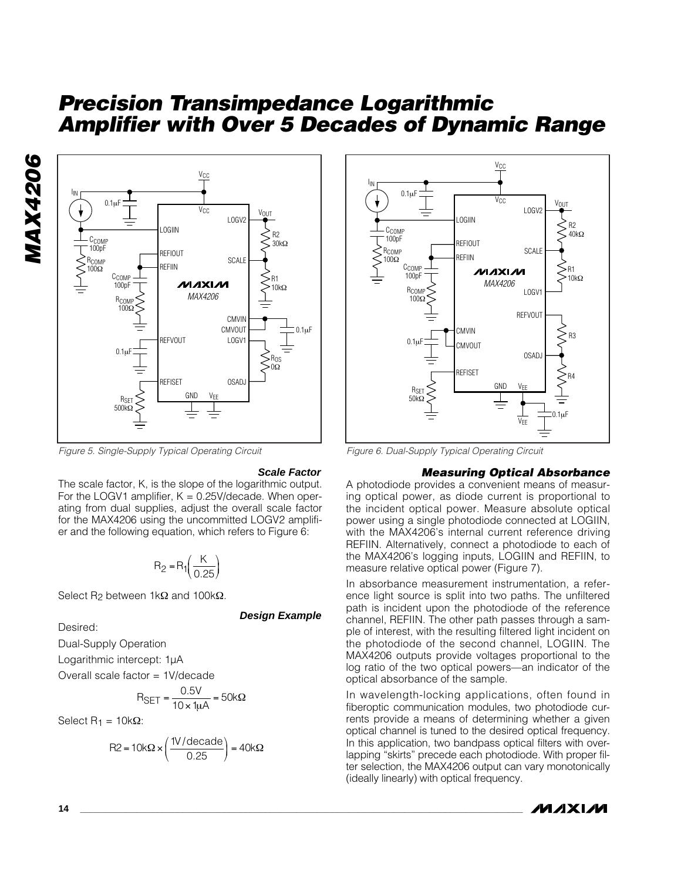Figure 5. Single-Supply Typical Operating Circuit

Figure 6. Dual-Supply Typical Operating Circuit

### Scale Factor

The scale factor, K, is the slope of the logarithmic output. For the LOGV1 amplifier, K = 0.25V/decade. When operating from dual supplies, adjust the overall scale factor for the MAX4206 using the uncommitted LOGV2 amplifier and the following equation, which refers to Figure 6:

$$R_2 = R_1 \left( \frac{K}{0.25} \right)$$

Select $R_2$ between 1kΩ and 100kΩ.

### Design Example

Desired:

Dual-Supply Operation

Logarithmic intercept: 1µA

Overall scale factor = 1V/decade

$$R_{SET} = \frac{0.5V}{10 \times 1\mu A} = 50k\Omega$$

Select $R_1$ = 10kΩ:

$$R2 = 10k\Omega \times \left( \frac{1V/decade}{0.25} \right) = 40k\Omega$$

### Measuring Optical Absorbance

A photodiode provides a convenient means of measuring optical power, as diode current is proportional to the incident optical power. Measure absolute optical power using a single photodiode connected at LOGIIN, with the MAX4206's internal current reference driving REFIIN. Alternatively, connect a photodiode to each of the MAX4206's logging inputs, LOGIIN and REFIIN, to measure relative optical power (Figure 7).

In absorbance measurement instrumentation, a reference light source is split into two paths. The unfiltered path is incident upon the photodiode of the reference channel, REFIIN. The other path passes through a sample of interest, with the resulting filtered light incident on the photodiode of the second channel, LOGIIN. The MAX4206 outputs provide voltages proportional to the log ratio of the two optical powers—an indicator of the optical absorbance of the sample.

In wavelength-locking applications, often found in fiberoptic communication modules, two photodiode currents provide a means of determining whether a given optical channel is tuned to the desired optical frequency. In this application, two bandpass optical filters with overlapping "skirts" precede each photodiode. With proper filter selection, the MAX4206 output can vary monotonically (ideally linearly) with optical frequency.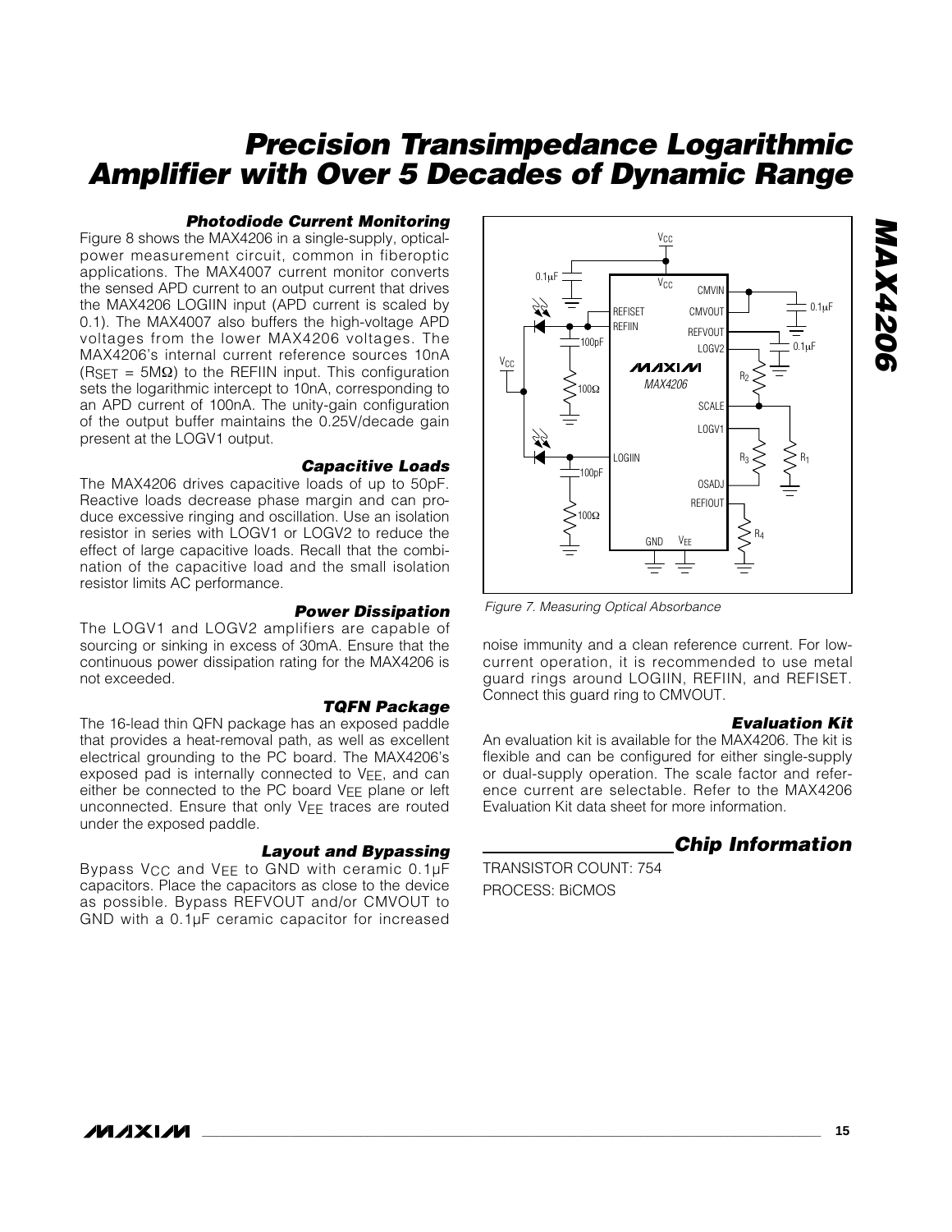## Photodiode Current Monitoring

Figure 8 shows the MAX4206 in a single-supply, optical-power measurement circuit, common in fiberoptic applications. The MAX4007 current monitor converts the sensed APD current to an output current that drives the MAX4206 LOGIIN input (APD current is scaled by 0.1). The MAX4007 also buffers the high-voltage APD voltages from the lower MAX4206 voltages. The MAX4206's internal current reference sources 10nA ($R_{SET}$ = 5MΩ) to the REFIIN input. This configuration sets the logarithmic intercept to 10nA, corresponding to an APD current of 100nA. The unity-gain configuration of the output buffer maintains the 0.25V/decade gain present at the LOGV1 output.

## Capacitive Loads

The MAX4206 drives capacitive loads of up to 50pF. Reactive loads decrease phase margin and can produce excessive ringing and oscillation. Use an isolation resistor in series with LOGV1 or LOGV2 to reduce the effect of large capacitive loads. Recall that the combination of the capacitive load and the small isolation resistor limits AC performance.

## Power Dissipation

The LOGV1 and LOGV2 amplifiers are capable of sourcing or sinking in excess of 30mA. Ensure that the continuous power dissipation rating for the MAX4206 is not exceeded.

## TQFN Package

The 16-lead thin QFN package has an exposed paddle that provides a heat-removal path, as well as excellent electrical grounding to the PC board. The MAX4206's exposed pad is internally connected to $V_{EE}$, and can either be connected to the PC board $V_{EE}$ plane or left unconnected. Ensure that only $V_{EE}$ traces are routed under the exposed paddle.

## Layout and Bypassing

Bypass $V_{CC}$ and $V_{EE}$ to GND with ceramic 0.1µF capacitors. Place the capacitors as close to the device as possible. Bypass REFVOUT and/or CMVOUT to GND with a 0.1µF ceramic capacitor for increased noise immunity and a clean reference current. For low-current operation, it is recommended to use metal guard rings around LOGIIN, REFIIN, and REFISET. Connect this guard ring to CMVOUT.

Figure 7. Measuring Optical Absorbance

## Evaluation Kit

An evaluation kit is available for the MAX4206. The kit is flexible and can be configured for either single-supply or dual-supply operation. The scale factor and reference current are selectable. Refer to the MAX4206 Evaluation Kit data sheet for more information.

## Chip Information

TRANSISTOR COUNT: 754

PROCESS: BiCMOS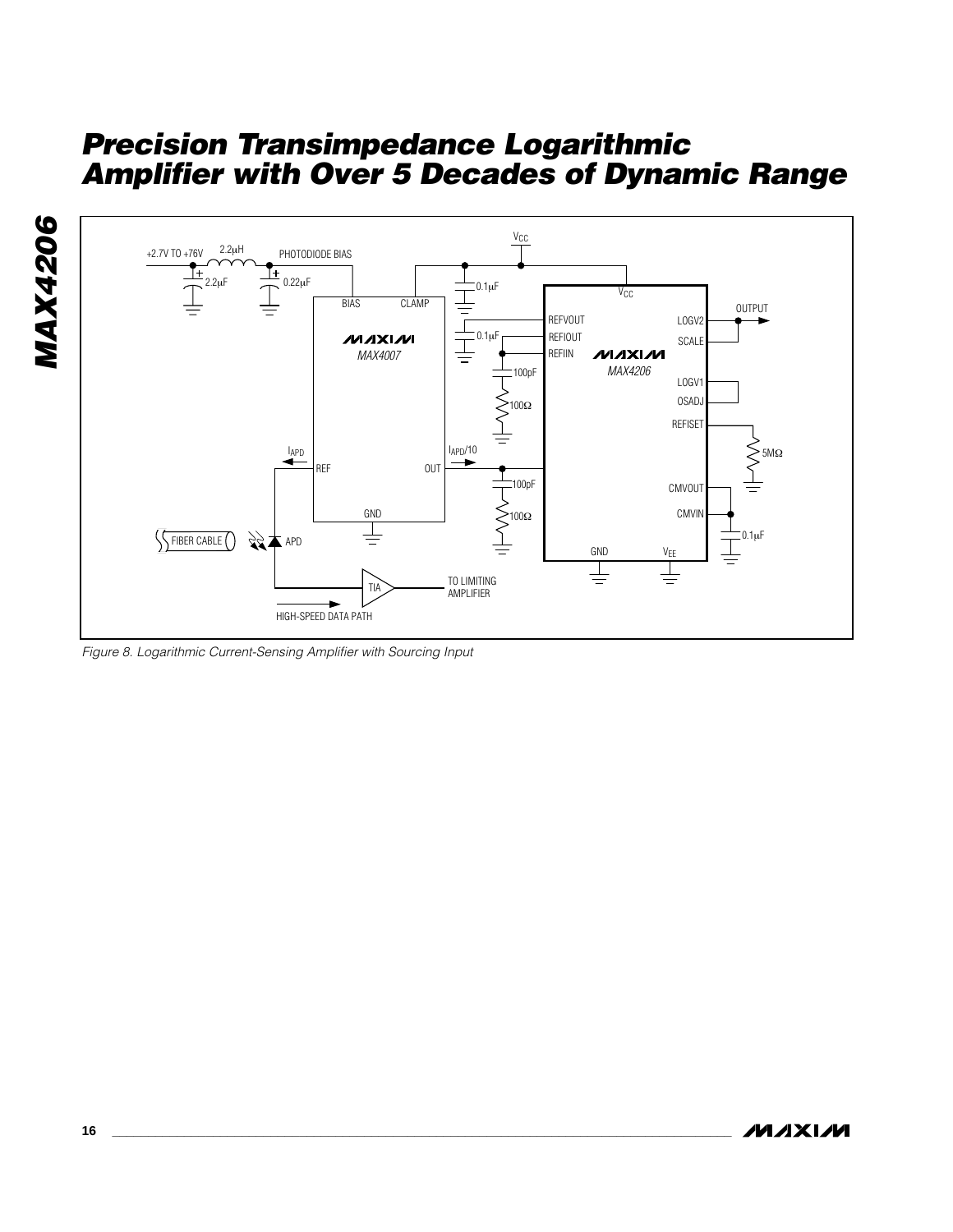Figure 8. Logarithmic Current-Sensing Amplifier with Sourcing Input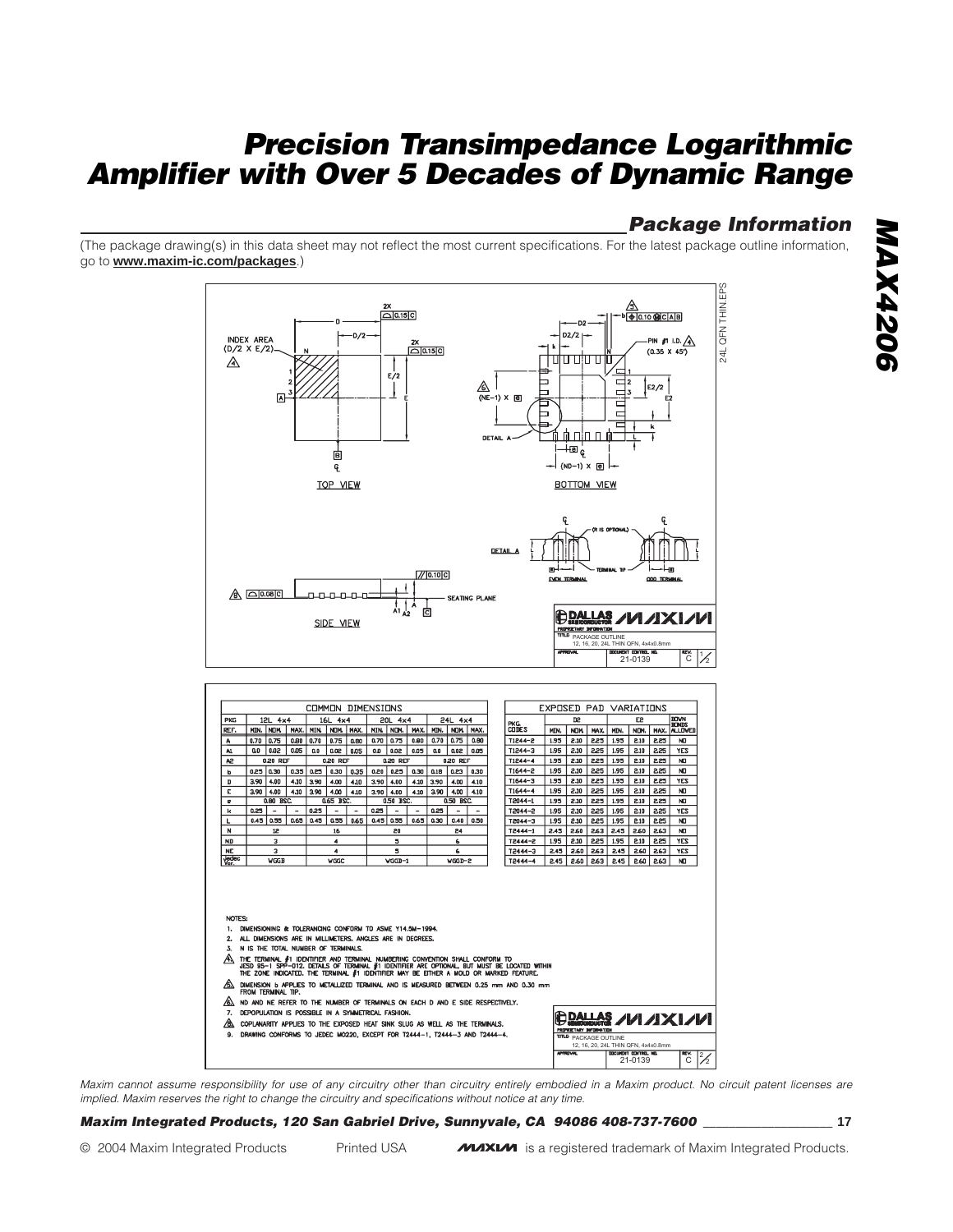## Package Information

(The package drawing(s) in this data sheet may not reflect the most current specifications. For the latest package outline information, go to **www.maxim-ic.com/packages**.)

| | COMMON DIMENSIONS | | | | | | | | | | | |
|---|---|---|---|---|---|---|---|---|---|---|---|---|
| PKG | 12L 4x4 | | | 16L 4x4 | | | 20L 4x4 | | | 24L 4x4 | | |
| REF. | MIN. | NOM. | MAX. | MIN. | NOM. | MAX. | MIN. | NOM. | MAX. | MIN. | NOM. | MAX. |
| A | 0.70 | 0.75 | 0.80 | 0.70 | 0.75 | 0.80 | 0.70 | 0.75 | 0.80 | 0.70 | 0.75 | 0.80 |
| A1 | 0.0 | 0.02 | 0.05 | 0.0 | 0.02 | 0.05 | 0.0 | 0.02 | 0.05 | 0.0 | 0.02 | 0.05 |
| A2 | 0.20 REF | | | 0.20 REF | | | 0.20 REF | | | 0.20 REF | | |
| b | 0.25 | 0.30 | 0.35 | 0.25 | 0.30 | 0.35 | 0.20 | 0.25 | 0.30 | 0.18 | 0.23 | 0.30 |
| D | 3.90 | 4.00 | 4.10 | 3.90 | 4.00 | 4.10 | 3.90 | 4.00 | 4.10 | 3.90 | 4.00 | 4.10 |
| E | 3.90 | 4.00 | 4.10 | 3.90 | 4.00 | 4.10 | 3.90 | 4.00 | 4.10 | 3.90 | 4.00 | 4.10 |
| e | 0.80 BSC. | | | 0.65 BSC. | | | 0.50 BSC. | | | 0.50 BSC. | | |
| k | 0.25 | - | - | 0.25 | - | - | 0.25 | - | - | 0.25 | - | - |
| L | 0.45 | 0.55 | 0.65 | 0.45 | 0.55 | 0.65 | 0.45 | 0.55 | 0.65 | 0.30 | 0.40 | 0.50 |
| N | 12 | | | 16 | | | 20 | | | 24 | | |
| ND | 3 | | | 4 | | | 5 | | | 6 | | |
| NE | 3 | | | 4 | | | 5 | | | 6 | | |
| Jedec Var. | WGGB | | | WGGC | | | WGGD-1 | | | WGGD-2 | | |

| | EXPOSED PAD VARIATIONS | | | | | | |
|---|---|---|---|---|---|---|---|
| PKG. CODES | D2 | | | E2 | | | DOWN BONDS ALLOWED |
| | MIN. | NOM. | MAX. | MIN. | NOM. | MAX. | |
| T1244-2 | 1.95 | 2.10 | 2.25 | 1.95 | 2.10 | 2.25 | NO |
| T1244-3 | 1.95 | 2.10 | 2.25 | 1.95 | 2.10 | 2.25 | YES |
| T1244-4 | 1.95 | 2.10 | 2.25 | 1.95 | 2.10 | 2.25 | NO |
| T1644-2 | 1.95 | 2.10 | 2.25 | 1.95 | 2.10 | 2.25 | NO |
| T1644-3 | 1.95 | 2.10 | 2.25 | 1.95 | 2.10 | 2.25 | YES |
| T1644-4 | 1.95 | 2.10 | 2.25 | 1.95 | 2.10 | 2.25 | NO |
| T2044-1 | 1.95 | 2.10 | 2.25 | 1.95 | 2.10 | 2.25 | NO |
| T2044-2 | 1.95 | 2.10 | 2.25 | 1.95 | 2.10 | 2.25 | YES |
| T2044-3 | 1.95 | 2.10 | 2.25 | 1.95 | 2.10 | 2.25 | NO |
| T2444-1 | 2.45 | 2.60 | 2.63 | 2.45 | 2.60 | 2.63 | NO |
| T2444-2 | 1.95 | 2.10 | 2.25 | 1.95 | 2.10 | 2.25 | YES |
| T2444-3 | 2.45 | 2.60 | 2.63 | 2.45 | 2.60 | 2.63 | YES |
| T2444-4 | 2.45 | 2.60 | 2.63 | 2.45 | 2.60 | 2.63 | NO |

NOTES:

1. DIMENSIONING & TOLERANCING CONFORM TO ASME Y14.5M-1994.
2. ALL DIMENSIONS ARE IN MILLIMETERS. ANGLES ARE IN DEGREES.
3. N IS THE TOTAL NUMBER OF TERMINALS.
4. THE TERMINAL #1 IDENTIFIER AND TERMINAL NUMBERING CONVENTION SHALL CONFORM TO JESD 95-1 SPP-012. DETAILS OF TERMINAL #1 IDENTIFIER ARE OPTIONAL, BUT MUST BE LOCATED WITHIN THE ZONE INDICATED. THE TERMINAL #1 IDENTIFIER MAY BE EITHER A MOLD OR MARKED FEATURE.
5. DIMENSION b APPLIES TO METALLIZED TERMINAL AND IS MEASURED BETWEEN 0.25 mm AND 0.30 mm FROM TERMINAL TIP.
6. ND AND NE REFER TO THE NUMBER OF TERMINALS ON EACH D AND E SIDE RESPECTIVELY.
7. DEPOPULATION IS POSSIBLE IN A SYMMETRICAL FASHION.
8. COPLANARITY APPLIES TO THE EXPOSED HEAT SINK SLUG AS WELL AS THE TERMINALS.
9. DRAWING CONFORMS TO JEDEC MO220, EXCEPT FOR T2444-1, T2444-3 AND T2444-4.

PACKAGE OUTLINE 12, 16, 20, 24L THIN QFN, 4x4x0.8mm — 21-0139 REV. C

*Maxim cannot assume responsibility for use of any circuitry other than circuitry entirely embodied in a Maxim product. No circuit patent licenses are implied. Maxim reserves the right to change the circuitry and specifications without notice at any time.*

***Maxim Integrated Products, 120 San Gabriel Drive, Sunnyvale, CA 94086 408-737-7600***

© 2004 Maxim Integrated Products Printed USA MAXIM is a registered trademark of Maxim Integrated Products.